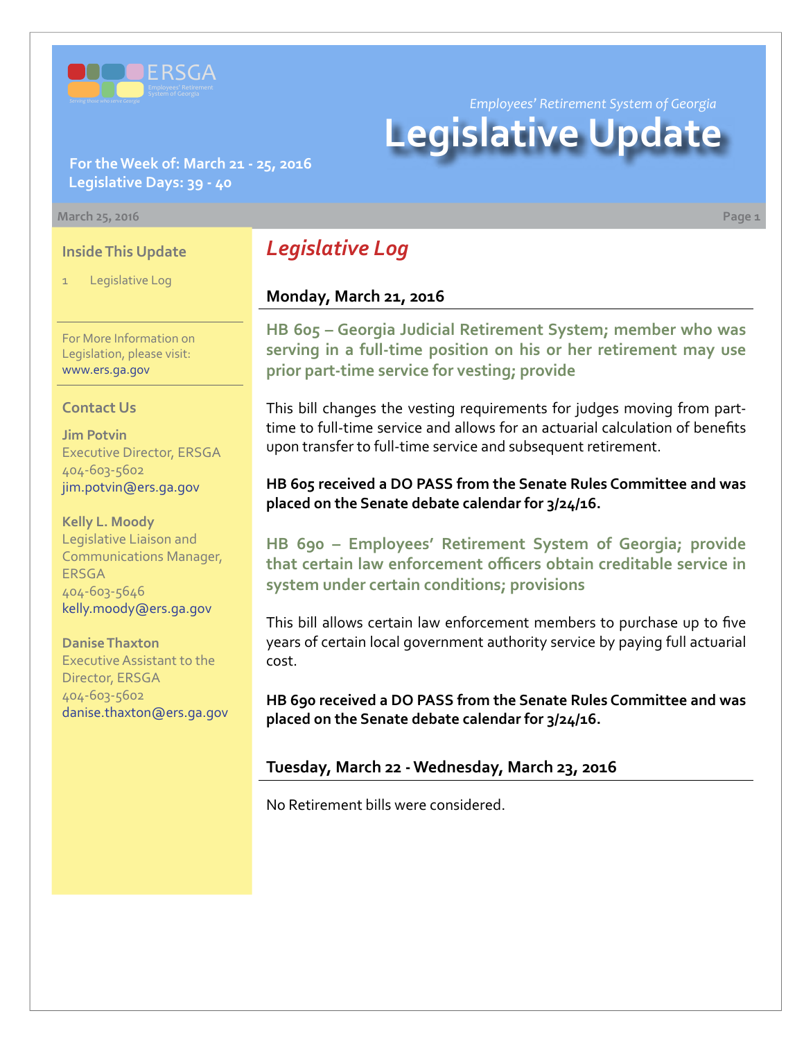*Employees' Retirement System of Georgia*

# Legislative Update

**For the Week of: March 21 - 25, 2016**
**Legislative Days: 39 - 40**

March 25, 2016

### Inside This Update

1 Legislative Log

For More Information on Legislation, please visit: www.ers.ga.gov

### Contact Us

**Jim Potvin**
Executive Director, ERSGA
404-603-5602
jim.potvin@ers.ga.gov

**Kelly L. Moody**
Legislative Liaison and Communications Manager, ERSGA
404-603-5646
kelly.moody@ers.ga.gov

**Danise Thaxton**
Executive Assistant to the Director, ERSGA
404-603-5602
danise.thaxton@ers.ga.gov

## *Legislative Log*

### Monday, March 21, 2016

#### HB 605 – Georgia Judicial Retirement System; member who was serving in a full-time position on his or her retirement may use prior part-time service for vesting; provide

This bill changes the vesting requirements for judges moving from part-time to full-time service and allows for an actuarial calculation of benefits upon transfer to full-time service and subsequent retirement.

**HB 605 received a DO PASS from the Senate Rules Committee and was placed on the Senate debate calendar for 3/24/16.**

#### HB 690 – Employees' Retirement System of Georgia; provide that certain law enforcement officers obtain creditable service in system under certain conditions; provisions

This bill allows certain law enforcement members to purchase up to five years of certain local government authority service by paying full actuarial cost.

**HB 690 received a DO PASS from the Senate Rules Committee and was placed on the Senate debate calendar for 3/24/16.**

### Tuesday, March 22 - Wednesday, March 23, 2016

No Retirement bills were considered.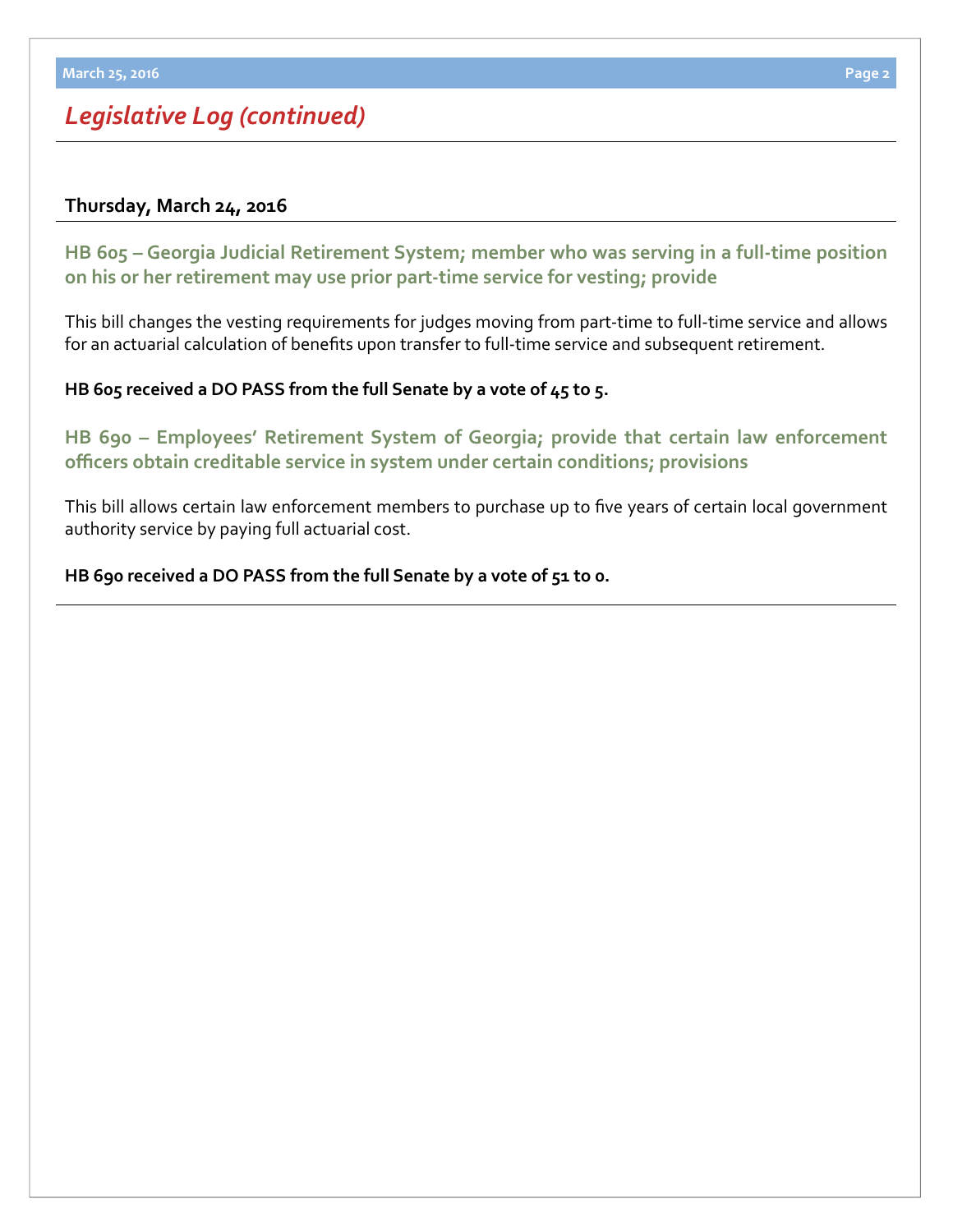## *Legislative Log (continued)*

**Thursday, March 24, 2016**

### HB 605 – Georgia Judicial Retirement System; member who was serving in a full-time position on his or her retirement may use prior part-time service for vesting; provide

This bill changes the vesting requirements for judges moving from part-time to full-time service and allows for an actuarial calculation of benefits upon transfer to full-time service and subsequent retirement.

**HB 605 received a DO PASS from the full Senate by a vote of 45 to 5.**

### HB 690 – Employees' Retirement System of Georgia; provide that certain law enforcement officers obtain creditable service in system under certain conditions; provisions

This bill allows certain law enforcement members to purchase up to five years of certain local government authority service by paying full actuarial cost.

**HB 690 received a DO PASS from the full Senate by a vote of 51 to 0.**